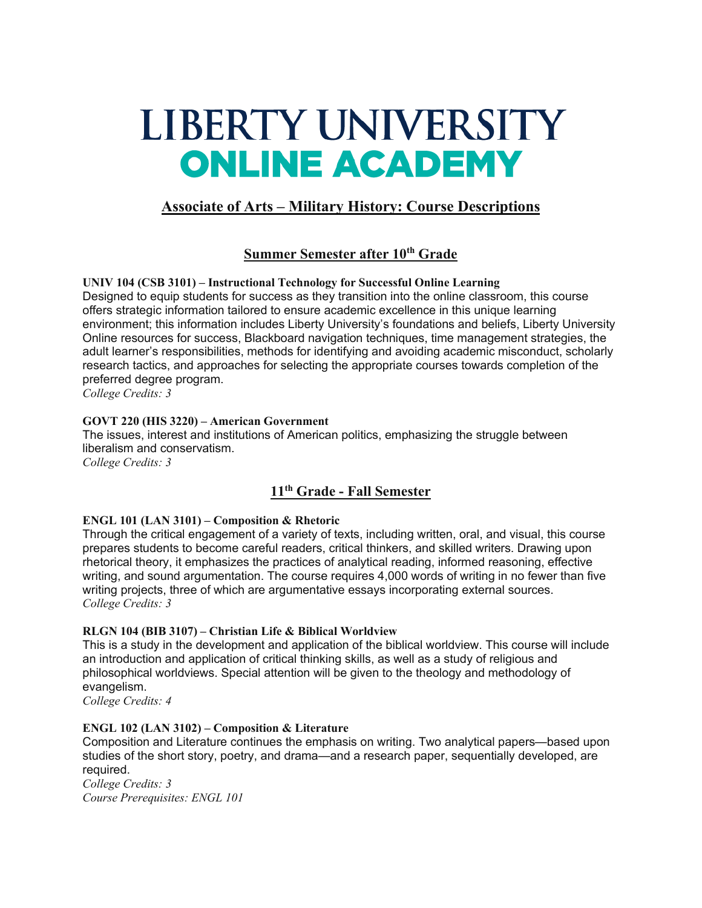# LIBERTY UNIVERSITY
# ONLINE ACADEMY

## Associate of Arts – Military History: Course Descriptions

### Summer Semester after 10th Grade

**UNIV 104 (CSB 3101) – Instructional Technology for Successful Online Learning**
Designed to equip students for success as they transition into the online classroom, this course offers strategic information tailored to ensure academic excellence in this unique learning environment; this information includes Liberty University's foundations and beliefs, Liberty University Online resources for success, Blackboard navigation techniques, time management strategies, the adult learner's responsibilities, methods for identifying and avoiding academic misconduct, scholarly research tactics, and approaches for selecting the appropriate courses towards completion of the preferred degree program.
*College Credits: 3*

**GOVT 220 (HIS 3220) – American Government**
The issues, interest and institutions of American politics, emphasizing the struggle between liberalism and conservatism.
*College Credits: 3*

### 11th Grade - Fall Semester

**ENGL 101 (LAN 3101) – Composition & Rhetoric**
Through the critical engagement of a variety of texts, including written, oral, and visual, this course prepares students to become careful readers, critical thinkers, and skilled writers. Drawing upon rhetorical theory, it emphasizes the practices of analytical reading, informed reasoning, effective writing, and sound argumentation. The course requires 4,000 words of writing in no fewer than five writing projects, three of which are argumentative essays incorporating external sources.
*College Credits: 3*

**RLGN 104 (BIB 3107) – Christian Life & Biblical Worldview**
This is a study in the development and application of the biblical worldview. This course will include an introduction and application of critical thinking skills, as well as a study of religious and philosophical worldviews. Special attention will be given to the theology and methodology of evangelism.
*College Credits: 4*

**ENGL 102 (LAN 3102) – Composition & Literature**
Composition and Literature continues the emphasis on writing. Two analytical papers—based upon studies of the short story, poetry, and drama—and a research paper, sequentially developed, are required.
*College Credits: 3*
*Course Prerequisites: ENGL 101*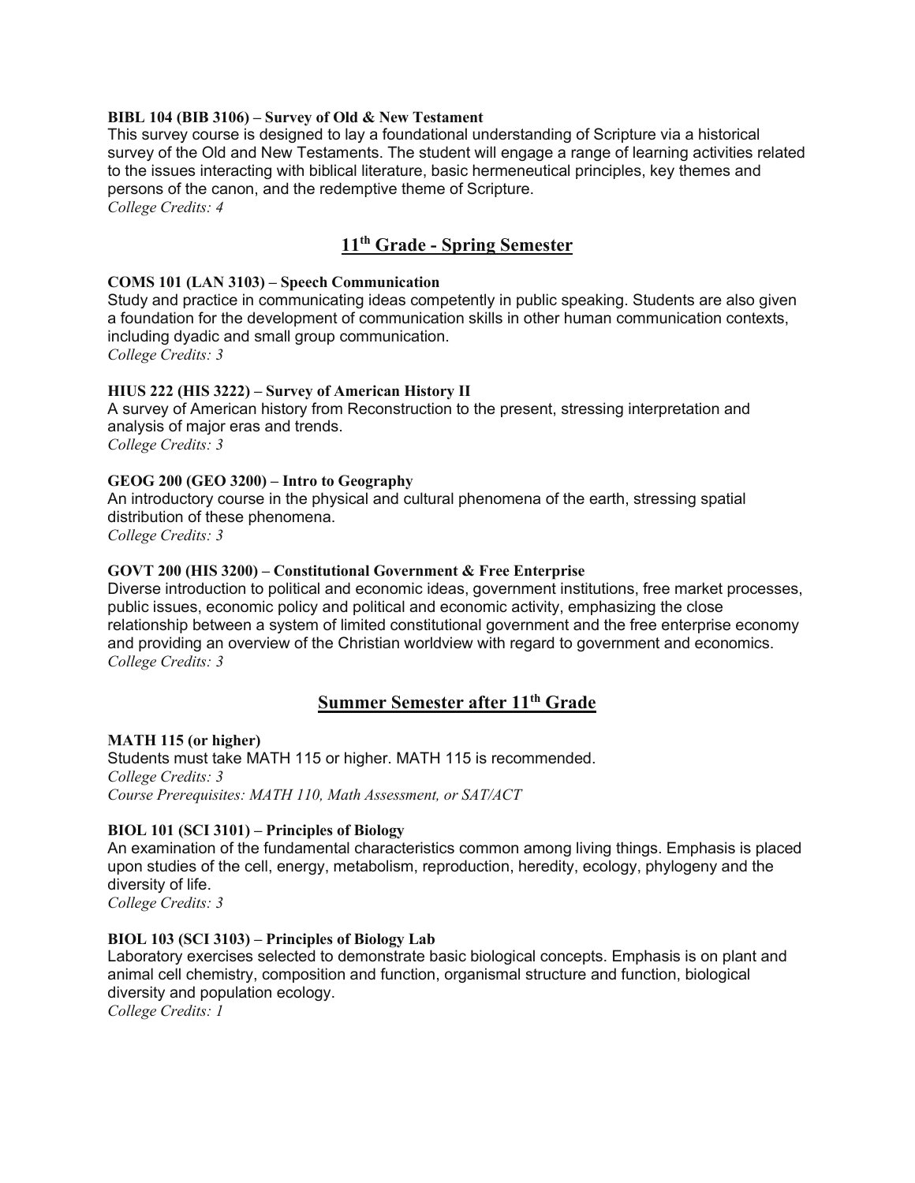**BIBL 104 (BIB 3106) – Survey of Old & New Testament**

This survey course is designed to lay a foundational understanding of Scripture via a historical survey of the Old and New Testaments. The student will engage a range of learning activities related to the issues interacting with biblical literature, basic hermeneutical principles, key themes and persons of the canon, and the redemptive theme of Scripture.

*College Credits: 4*

## 11th Grade - Spring Semester

**COMS 101 (LAN 3103) – Speech Communication**

Study and practice in communicating ideas competently in public speaking. Students are also given a foundation for the development of communication skills in other human communication contexts, including dyadic and small group communication.

*College Credits: 3*

**HIUS 222 (HIS 3222) – Survey of American History II**

A survey of American history from Reconstruction to the present, stressing interpretation and analysis of major eras and trends.

*College Credits: 3*

**GEOG 200 (GEO 3200) – Intro to Geography**

An introductory course in the physical and cultural phenomena of the earth, stressing spatial distribution of these phenomena.

*College Credits: 3*

**GOVT 200 (HIS 3200) – Constitutional Government & Free Enterprise**

Diverse introduction to political and economic ideas, government institutions, free market processes, public issues, economic policy and political and economic activity, emphasizing the close relationship between a system of limited constitutional government and the free enterprise economy and providing an overview of the Christian worldview with regard to government and economics.

*College Credits: 3*

## Summer Semester after 11th Grade

**MATH 115 (or higher)**

Students must take MATH 115 or higher. MATH 115 is recommended.

*College Credits: 3*

*Course Prerequisites: MATH 110, Math Assessment, or SAT/ACT*

**BIOL 101 (SCI 3101) – Principles of Biology**

An examination of the fundamental characteristics common among living things. Emphasis is placed upon studies of the cell, energy, metabolism, reproduction, heredity, ecology, phylogeny and the diversity of life.

*College Credits: 3*

**BIOL 103 (SCI 3103) – Principles of Biology Lab**

Laboratory exercises selected to demonstrate basic biological concepts. Emphasis is on plant and animal cell chemistry, composition and function, organismal structure and function, biological diversity and population ecology.

*College Credits: 1*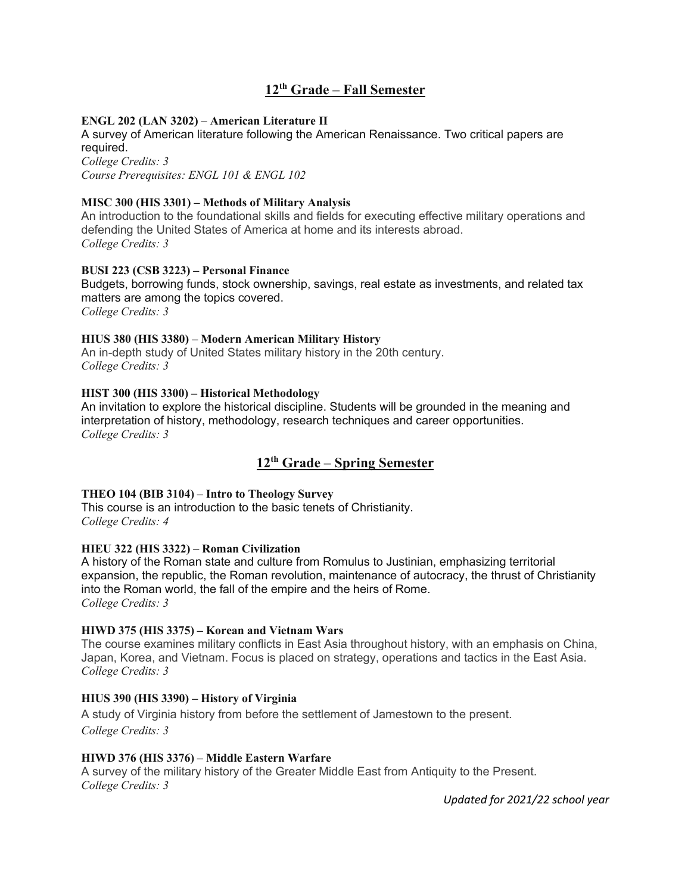## 12th Grade – Fall Semester

**ENGL 202 (LAN 3202) – American Literature II**

A survey of American literature following the American Renaissance. Two critical papers are required.

*College Credits: 3*

*Course Prerequisites: ENGL 101 & ENGL 102*

**MISC 300 (HIS 3301) – Methods of Military Analysis**

An introduction to the foundational skills and fields for executing effective military operations and defending the United States of America at home and its interests abroad.

*College Credits: 3*

**BUSI 223 (CSB 3223) – Personal Finance**

Budgets, borrowing funds, stock ownership, savings, real estate as investments, and related tax matters are among the topics covered.

*College Credits: 3*

**HIUS 380 (HIS 3380) – Modern American Military History**

An in-depth study of United States military history in the 20th century.

*College Credits: 3*

**HIST 300 (HIS 3300) – Historical Methodology**

An invitation to explore the historical discipline. Students will be grounded in the meaning and interpretation of history, methodology, research techniques and career opportunities.

*College Credits: 3*

## 12th Grade – Spring Semester

**THEO 104 (BIB 3104) – Intro to Theology Survey**

This course is an introduction to the basic tenets of Christianity.

*College Credits: 4*

**HIEU 322 (HIS 3322) – Roman Civilization**

A history of the Roman state and culture from Romulus to Justinian, emphasizing territorial expansion, the republic, the Roman revolution, maintenance of autocracy, the thrust of Christianity into the Roman world, the fall of the empire and the heirs of Rome.

*College Credits: 3*

**HIWD 375 (HIS 3375) – Korean and Vietnam Wars**

The course examines military conflicts in East Asia throughout history, with an emphasis on China, Japan, Korea, and Vietnam. Focus is placed on strategy, operations and tactics in the East Asia.

*College Credits: 3*

**HIUS 390 (HIS 3390) – History of Virginia**

A study of Virginia history from before the settlement of Jamestown to the present.

*College Credits: 3*

**HIWD 376 (HIS 3376) – Middle Eastern Warfare**

A survey of the military history of the Greater Middle East from Antiquity to the Present.

*College Credits: 3*

*Updated for 2021/22 school year*